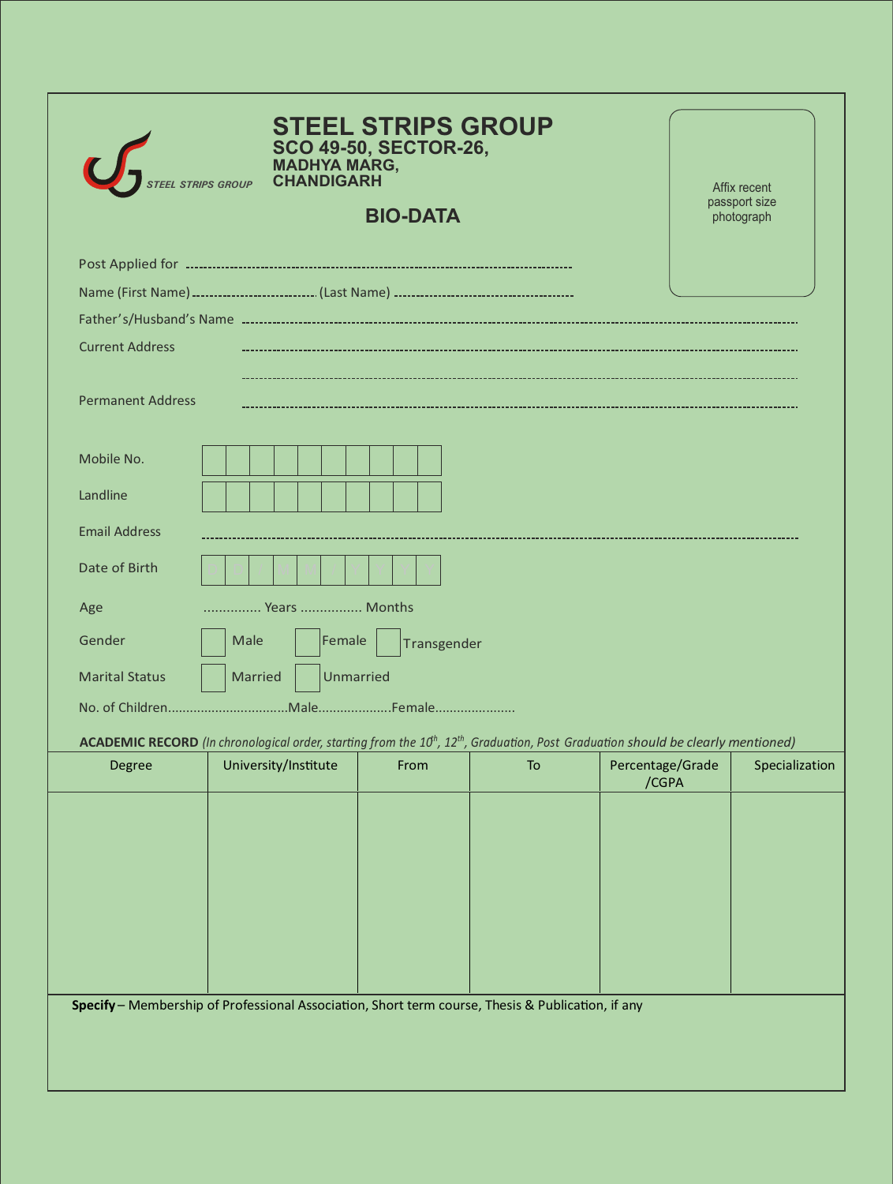# STEEL STRIPS GROUP

**SCO 49-50, SECTOR-26,**
**MADHYA MARG,**
**CHANDIGARH**

STEEL STRIPS GROUP

## BIO-DATA

Affix recent passport size photograph

Post Applied for ..................................................................................

Name (First Name) .............................. (Last Name) ..........................................

Father's/Husband's Name ..................................................................................

Current Address ..................................................................................

..................................................................................

Permanent Address ..................................................................................

Mobile No. | | | | | | | | | | |

Landline | | | | | | | | | | |

Email Address ..................................................................................

Date of Birth | D | D | / | M | M | / | Y | Y | Y | Y |

Age ............... Years ................ Months

Gender ☐ Male ☐ Female ☐ Transgender

Marital Status ☐ Married ☐ Unmarried

No. of Children.................................Male....................Female......................

**ACADEMIC RECORD** *(In chronological order, starting from the 10th, 12th, Graduation, Post Graduation should be clearly mentioned)*

| Degree | University/Institute | From | To | Percentage/Grade /CGPA | Specialization |
|---|---|---|---|---|---|
| | | | | | |

**Specify** – Membership of Professional Association, Short term course, Thesis & Publication, if any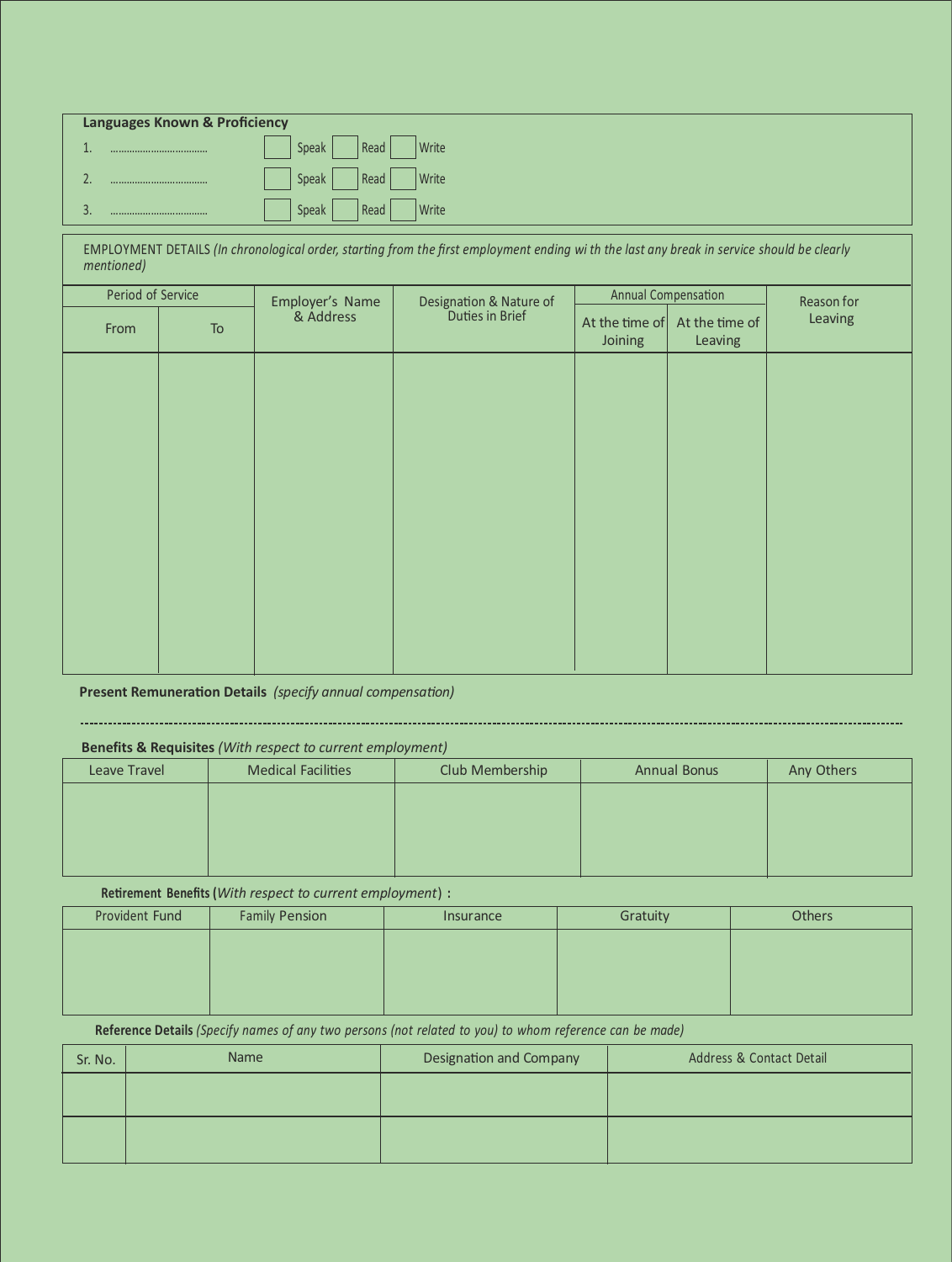**Languages Known & Proficiency**

1. ………………………… ☐ Speak ☐ Read ☐ Write
2. ………………………… ☐ Speak ☐ Read ☐ Write
3. ………………………… ☐ Speak ☐ Read ☐ Write

EMPLOYMENT DETAILS *(In chronological order, starting from the first employment ending wi th the last any break in service should be clearly mentioned)*

| Period of Service | | Employer's Name & Address | Designation & Nature of Duties in Brief | Annual Compensation | | Reason for Leaving |
|---|---|---|---|---|---|---|
| From | To | | | At the time of Joining | At the time of Leaving | |
| | | | | | | |

**Present Remuneration Details** *(specify annual compensation)*

………………………………………………………………………………………………………………………………

**Benefits & Requisites** *(With respect to current employment)*

| Leave Travel | Medical Facilities | Club Membership | Annual Bonus | Any Others |
|---|---|---|---|---|
| | | | | |

**Retirement Benefits (***With respect to current employment***) :**

| Provident Fund | Family Pension | Insurance | Gratuity | Others |
|---|---|---|---|---|
| | | | | |

**Reference Details** *(Specify names of any two persons (not related to you) to whom reference can be made)*

| Sr. No. | Name | Designation and Company | Address & Contact Detail |
|---|---|---|---|
| | | | |
| | | | |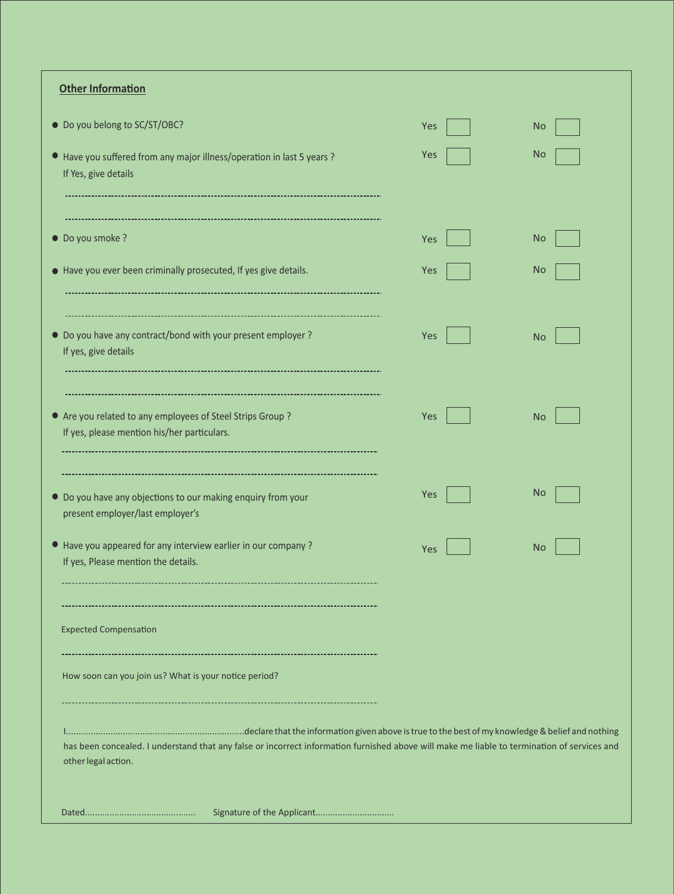## Other Information

- Do you belong to SC/ST/OBC? Yes ☐ No ☐
- Have you suffered from any major illness/operation in last 5 years ? Yes ☐ No ☐
  If Yes, give details

  ..........................................................................................

  ..........................................................................................

- Do you smoke ? Yes ☐ No ☐
- Have you ever been criminally prosecuted, If yes give details. Yes ☐ No ☐

  ..........................................................................................

  ..........................................................................................

- Do you have any contract/bond with your present employer ? Yes ☐ No ☐
  If yes, give details

  ..........................................................................................

  ..........................................................................................

- Are you related to any employees of Steel Strips Group ? Yes ☐ No ☐
  If yes, please mention his/her particulars.

  ..........................................................................................

  ..........................................................................................

- Do you have any objections to our making enquiry from your present employer/last employer's Yes ☐ No ☐
- Have you appeared for any interview earlier in our company ? Yes ☐ No ☐
  If yes, Please mention the details.

  ..........................................................................................

  ..........................................................................................

Expected Compensation

..........................................................................................

How soon can you join us? What is your notice period?

..........................................................................................

I......................................................................declare that the information given above is true to the best of my knowledge & belief and nothing has been concealed. I understand that any false or incorrect information furnished above will make me liable to termination of services and other legal action.

Dated............................................ Signature of the Applicant...............................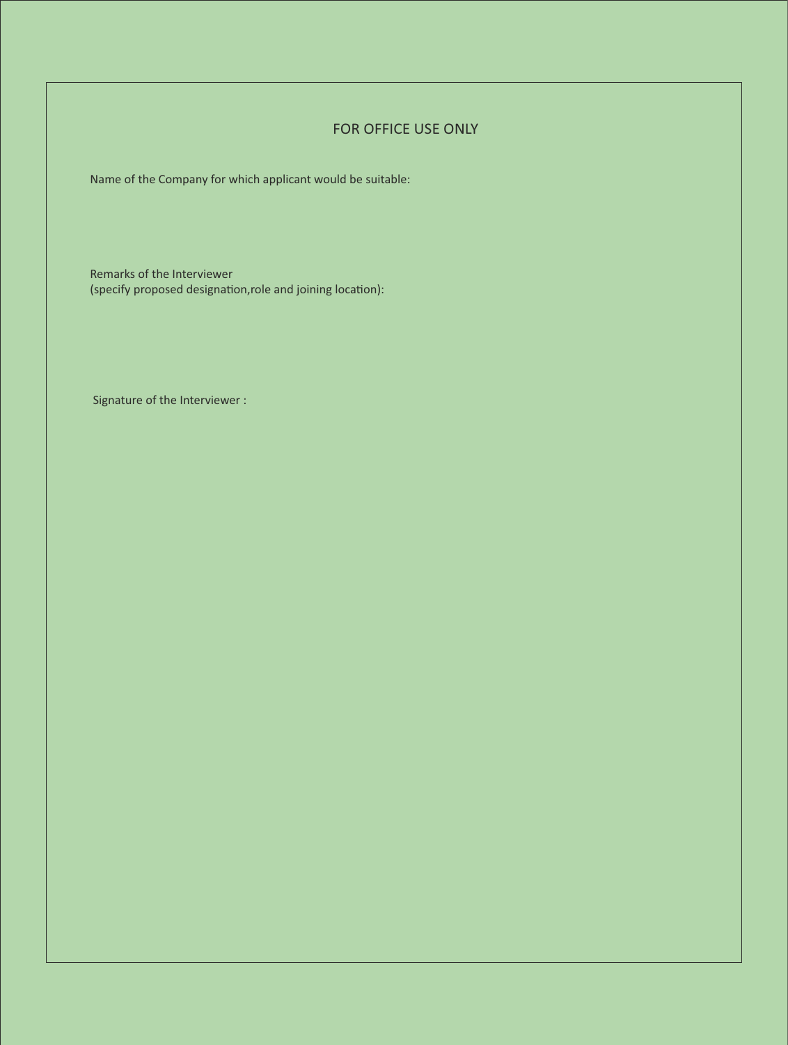## FOR OFFICE USE ONLY

Name of the Company for which applicant would be suitable:

Remarks of the Interviewer
(specify proposed designation,role and joining location):

Signature of the Interviewer :